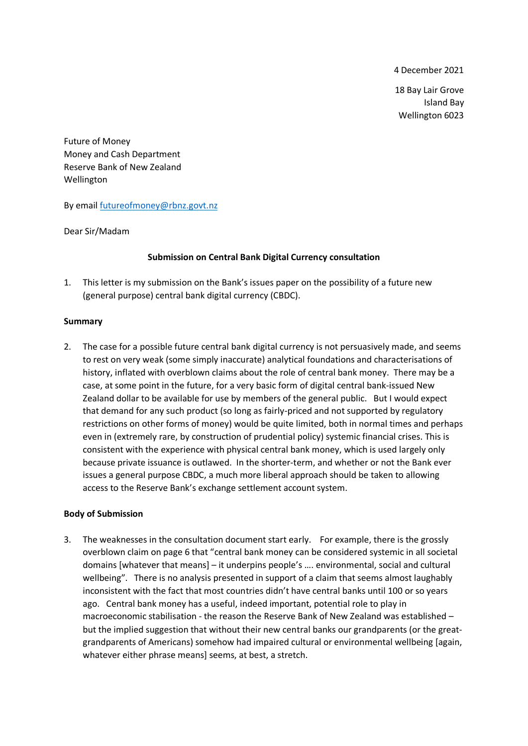4 December 2021

18 Bay Lair Grove
Island Bay
Wellington 6023

Future of Money
Money and Cash Department
Reserve Bank of New Zealand
Wellington

By email [futureofmoney@rbnz.govt.nz](mailto:futureofmoney@rbnz.govt.nz)

Dear Sir/Madam

**Submission on Central Bank Digital Currency consultation**

1. This letter is my submission on the Bank's issues paper on the possibility of a future new (general purpose) central bank digital currency (CBDC).

**Summary**

2. The case for a possible future central bank digital currency is not persuasively made, and seems to rest on very weak (some simply inaccurate) analytical foundations and characterisations of history, inflated with overblown claims about the role of central bank money. There may be a case, at some point in the future, for a very basic form of digital central bank-issued New Zealand dollar to be available for use by members of the general public. But I would expect that demand for any such product (so long as fairly-priced and not supported by regulatory restrictions on other forms of money) would be quite limited, both in normal times and perhaps even in (extremely rare, by construction of prudential policy) systemic financial crises. This is consistent with the experience with physical central bank money, which is used largely only because private issuance is outlawed. In the shorter-term, and whether or not the Bank ever issues a general purpose CBDC, a much more liberal approach should be taken to allowing access to the Reserve Bank's exchange settlement account system.

**Body of Submission**

3. The weaknesses in the consultation document start early. For example, there is the grossly overblown claim on page 6 that "central bank money can be considered systemic in all societal domains [whatever that means] – it underpins people's …. environmental, social and cultural wellbeing". There is no analysis presented in support of a claim that seems almost laughably inconsistent with the fact that most countries didn't have central banks until 100 or so years ago. Central bank money has a useful, indeed important, potential role to play in macroeconomic stabilisation - the reason the Reserve Bank of New Zealand was established – but the implied suggestion that without their new central banks our grandparents (or the great-grandparents of Americans) somehow had impaired cultural or environmental wellbeing [again, whatever either phrase means] seems, at best, a stretch.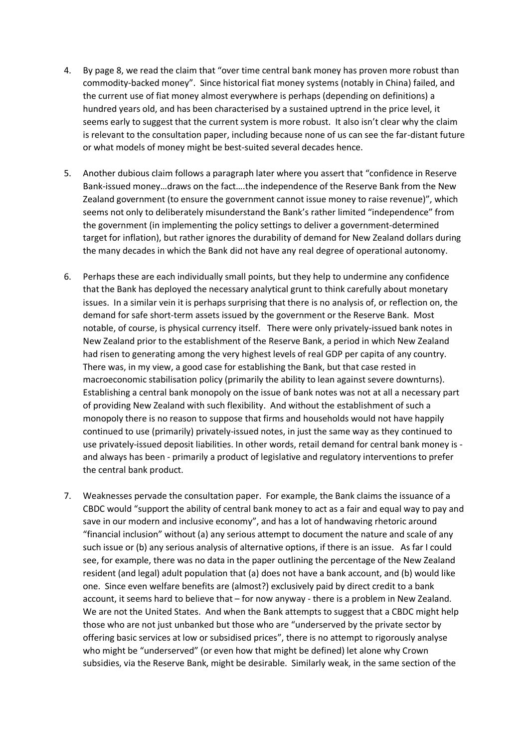4. By page 8, we read the claim that "over time central bank money has proven more robust than commodity-backed money". Since historical fiat money systems (notably in China) failed, and the current use of fiat money almost everywhere is perhaps (depending on definitions) a hundred years old, and has been characterised by a sustained uptrend in the price level, it seems early to suggest that the current system is more robust. It also isn't clear why the claim is relevant to the consultation paper, including because none of us can see the far-distant future or what models of money might be best-suited several decades hence.

5. Another dubious claim follows a paragraph later where you assert that "confidence in Reserve Bank-issued money…draws on the fact….the independence of the Reserve Bank from the New Zealand government (to ensure the government cannot issue money to raise revenue)", which seems not only to deliberately misunderstand the Bank's rather limited "independence" from the government (in implementing the policy settings to deliver a government-determined target for inflation), but rather ignores the durability of demand for New Zealand dollars during the many decades in which the Bank did not have any real degree of operational autonomy.

6. Perhaps these are each individually small points, but they help to undermine any confidence that the Bank has deployed the necessary analytical grunt to think carefully about monetary issues. In a similar vein it is perhaps surprising that there is no analysis of, or reflection on, the demand for safe short-term assets issued by the government or the Reserve Bank. Most notable, of course, is physical currency itself. There were only privately-issued bank notes in New Zealand prior to the establishment of the Reserve Bank, a period in which New Zealand had risen to generating among the very highest levels of real GDP per capita of any country. There was, in my view, a good case for establishing the Bank, but that case rested in macroeconomic stabilisation policy (primarily the ability to lean against severe downturns). Establishing a central bank monopoly on the issue of bank notes was not at all a necessary part of providing New Zealand with such flexibility. And without the establishment of such a monopoly there is no reason to suppose that firms and households would not have happily continued to use (primarily) privately-issued notes, in just the same way as they continued to use privately-issued deposit liabilities. In other words, retail demand for central bank money is - and always has been - primarily a product of legislative and regulatory interventions to prefer the central bank product.

7. Weaknesses pervade the consultation paper. For example, the Bank claims the issuance of a CBDC would "support the ability of central bank money to act as a fair and equal way to pay and save in our modern and inclusive economy", and has a lot of handwaving rhetoric around "financial inclusion" without (a) any serious attempt to document the nature and scale of any such issue or (b) any serious analysis of alternative options, if there is an issue. As far I could see, for example, there was no data in the paper outlining the percentage of the New Zealand resident (and legal) adult population that (a) does not have a bank account, and (b) would like one. Since even welfare benefits are (almost?) exclusively paid by direct credit to a bank account, it seems hard to believe that – for now anyway - there is a problem in New Zealand. We are not the United States. And when the Bank attempts to suggest that a CBDC might help those who are not just unbanked but those who are "underserved by the private sector by offering basic services at low or subsidised prices", there is no attempt to rigorously analyse who might be "underserved" (or even how that might be defined) let alone why Crown subsidies, via the Reserve Bank, might be desirable. Similarly weak, in the same section of the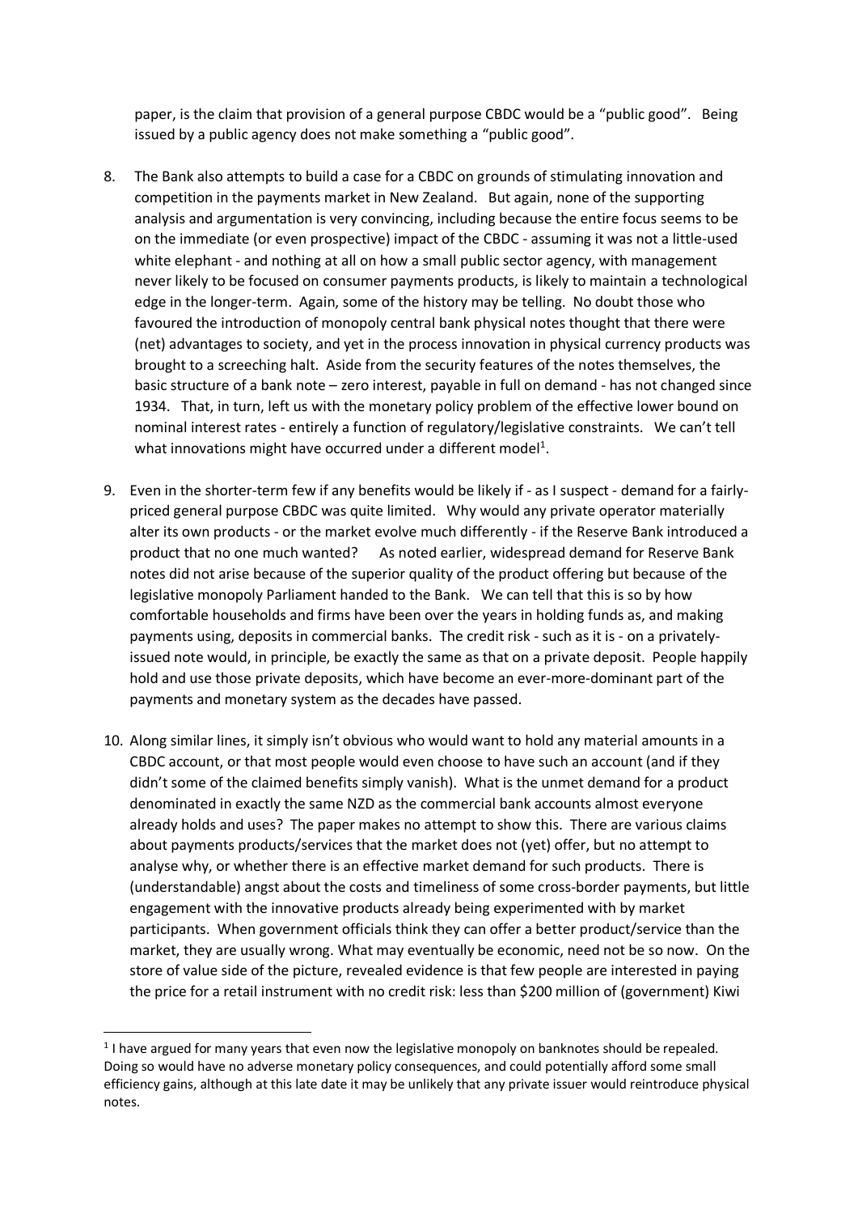paper, is the claim that provision of a general purpose CBDC would be a "public good". Being issued by a public agency does not make something a "public good".

8. The Bank also attempts to build a case for a CBDC on grounds of stimulating innovation and competition in the payments market in New Zealand. But again, none of the supporting analysis and argumentation is very convincing, including because the entire focus seems to be on the immediate (or even prospective) impact of the CBDC - assuming it was not a little-used white elephant - and nothing at all on how a small public sector agency, with management never likely to be focused on consumer payments products, is likely to maintain a technological edge in the longer-term. Again, some of the history may be telling. No doubt those who favoured the introduction of monopoly central bank physical notes thought that there were (net) advantages to society, and yet in the process innovation in physical currency products was brought to a screeching halt. Aside from the security features of the notes themselves, the basic structure of a bank note – zero interest, payable in full on demand - has not changed since 1934. That, in turn, left us with the monetary policy problem of the effective lower bound on nominal interest rates - entirely a function of regulatory/legislative constraints. We can't tell what innovations might have occurred under a different model[1].

9. Even in the shorter-term few if any benefits would be likely if - as I suspect - demand for a fairly-priced general purpose CBDC was quite limited. Why would any private operator materially alter its own products - or the market evolve much differently - if the Reserve Bank introduced a product that no one much wanted? As noted earlier, widespread demand for Reserve Bank notes did not arise because of the superior quality of the product offering but because of the legislative monopoly Parliament handed to the Bank. We can tell that this is so by how comfortable households and firms have been over the years in holding funds as, and making payments using, deposits in commercial banks. The credit risk - such as it is - on a privately-issued note would, in principle, be exactly the same as that on a private deposit. People happily hold and use those private deposits, which have become an ever-more-dominant part of the payments and monetary system as the decades have passed.

10. Along similar lines, it simply isn't obvious who would want to hold any material amounts in a CBDC account, or that most people would even choose to have such an account (and if they didn't some of the claimed benefits simply vanish). What is the unmet demand for a product denominated in exactly the same NZD as the commercial bank accounts almost everyone already holds and uses? The paper makes no attempt to show this. There are various claims about payments products/services that the market does not (yet) offer, but no attempt to analyse why, or whether there is an effective market demand for such products. There is (understandable) angst about the costs and timeliness of some cross-border payments, but little engagement with the innovative products already being experimented with by market participants. When government officials think they can offer a better product/service than the market, they are usually wrong. What may eventually be economic, need not be so now. On the store of value side of the picture, revealed evidence is that few people are interested in paying the price for a retail instrument with no credit risk: less than $200 million of (government) Kiwi

---

[1] I have argued for many years that even now the legislative monopoly on banknotes should be repealed. Doing so would have no adverse monetary policy consequences, and could potentially afford some small efficiency gains, although at this late date it may be unlikely that any private issuer would reintroduce physical notes.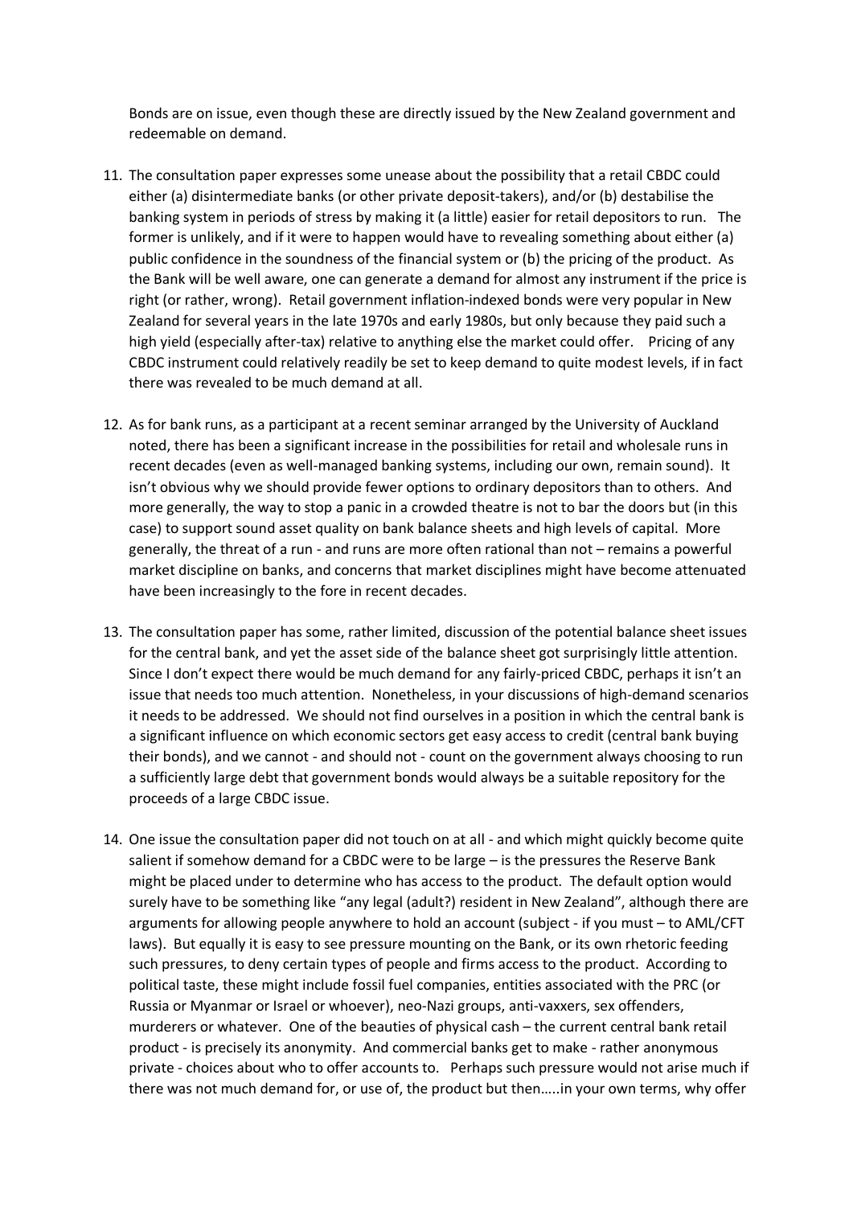Bonds are on issue, even though these are directly issued by the New Zealand government and redeemable on demand.

11. The consultation paper expresses some unease about the possibility that a retail CBDC could either (a) disintermediate banks (or other private deposit-takers), and/or (b) destabilise the banking system in periods of stress by making it (a little) easier for retail depositors to run. The former is unlikely, and if it were to happen would have to revealing something about either (a) public confidence in the soundness of the financial system or (b) the pricing of the product. As the Bank will be well aware, one can generate a demand for almost any instrument if the price is right (or rather, wrong). Retail government inflation-indexed bonds were very popular in New Zealand for several years in the late 1970s and early 1980s, but only because they paid such a high yield (especially after-tax) relative to anything else the market could offer. Pricing of any CBDC instrument could relatively readily be set to keep demand to quite modest levels, if in fact there was revealed to be much demand at all.

12. As for bank runs, as a participant at a recent seminar arranged by the University of Auckland noted, there has been a significant increase in the possibilities for retail and wholesale runs in recent decades (even as well-managed banking systems, including our own, remain sound). It isn't obvious why we should provide fewer options to ordinary depositors than to others. And more generally, the way to stop a panic in a crowded theatre is not to bar the doors but (in this case) to support sound asset quality on bank balance sheets and high levels of capital. More generally, the threat of a run - and runs are more often rational than not – remains a powerful market discipline on banks, and concerns that market disciplines might have become attenuated have been increasingly to the fore in recent decades.

13. The consultation paper has some, rather limited, discussion of the potential balance sheet issues for the central bank, and yet the asset side of the balance sheet got surprisingly little attention. Since I don't expect there would be much demand for any fairly-priced CBDC, perhaps it isn't an issue that needs too much attention. Nonetheless, in your discussions of high-demand scenarios it needs to be addressed. We should not find ourselves in a position in which the central bank is a significant influence on which economic sectors get easy access to credit (central bank buying their bonds), and we cannot - and should not - count on the government always choosing to run a sufficiently large debt that government bonds would always be a suitable repository for the proceeds of a large CBDC issue.

14. One issue the consultation paper did not touch on at all - and which might quickly become quite salient if somehow demand for a CBDC were to be large – is the pressures the Reserve Bank might be placed under to determine who has access to the product. The default option would surely have to be something like "any legal (adult?) resident in New Zealand", although there are arguments for allowing people anywhere to hold an account (subject - if you must – to AML/CFT laws). But equally it is easy to see pressure mounting on the Bank, or its own rhetoric feeding such pressures, to deny certain types of people and firms access to the product. According to political taste, these might include fossil fuel companies, entities associated with the PRC (or Russia or Myanmar or Israel or whoever), neo-Nazi groups, anti-vaxxers, sex offenders, murderers or whatever. One of the beauties of physical cash – the current central bank retail product - is precisely its anonymity. And commercial banks get to make - rather anonymous private - choices about who to offer accounts to. Perhaps such pressure would not arise much if there was not much demand for, or use of, the product but then…..in your own terms, why offer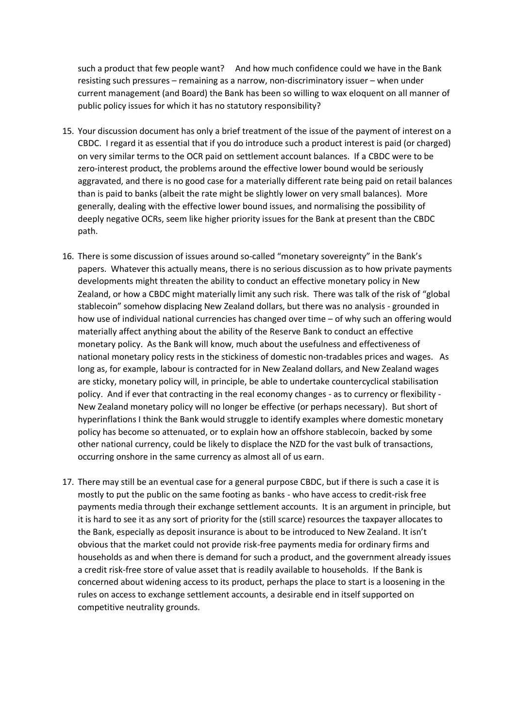such a product that few people want? And how much confidence could we have in the Bank resisting such pressures – remaining as a narrow, non-discriminatory issuer – when under current management (and Board) the Bank has been so willing to wax eloquent on all manner of public policy issues for which it has no statutory responsibility?

15. Your discussion document has only a brief treatment of the issue of the payment of interest on a CBDC. I regard it as essential that if you do introduce such a product interest is paid (or charged) on very similar terms to the OCR paid on settlement account balances. If a CBDC were to be zero-interest product, the problems around the effective lower bound would be seriously aggravated, and there is no good case for a materially different rate being paid on retail balances than is paid to banks (albeit the rate might be slightly lower on very small balances). More generally, dealing with the effective lower bound issues, and normalising the possibility of deeply negative OCRs, seem like higher priority issues for the Bank at present than the CBDC path.

16. There is some discussion of issues around so-called "monetary sovereignty" in the Bank's papers. Whatever this actually means, there is no serious discussion as to how private payments developments might threaten the ability to conduct an effective monetary policy in New Zealand, or how a CBDC might materially limit any such risk. There was talk of the risk of "global stablecoin" somehow displacing New Zealand dollars, but there was no analysis - grounded in how use of individual national currencies has changed over time – of why such an offering would materially affect anything about the ability of the Reserve Bank to conduct an effective monetary policy. As the Bank will know, much about the usefulness and effectiveness of national monetary policy rests in the stickiness of domestic non-tradables prices and wages. As long as, for example, labour is contracted for in New Zealand dollars, and New Zealand wages are sticky, monetary policy will, in principle, be able to undertake countercyclical stabilisation policy. And if ever that contracting in the real economy changes - as to currency or flexibility - New Zealand monetary policy will no longer be effective (or perhaps necessary). But short of hyperinflations I think the Bank would struggle to identify examples where domestic monetary policy has become so attenuated, or to explain how an offshore stablecoin, backed by some other national currency, could be likely to displace the NZD for the vast bulk of transactions, occurring onshore in the same currency as almost all of us earn.

17. There may still be an eventual case for a general purpose CBDC, but if there is such a case it is mostly to put the public on the same footing as banks - who have access to credit-risk free payments media through their exchange settlement accounts. It is an argument in principle, but it is hard to see it as any sort of priority for the (still scarce) resources the taxpayer allocates to the Bank, especially as deposit insurance is about to be introduced to New Zealand. It isn't obvious that the market could not provide risk-free payments media for ordinary firms and households as and when there is demand for such a product, and the government already issues a credit risk-free store of value asset that is readily available to households. If the Bank is concerned about widening access to its product, perhaps the place to start is a loosening in the rules on access to exchange settlement accounts, a desirable end in itself supported on competitive neutrality grounds.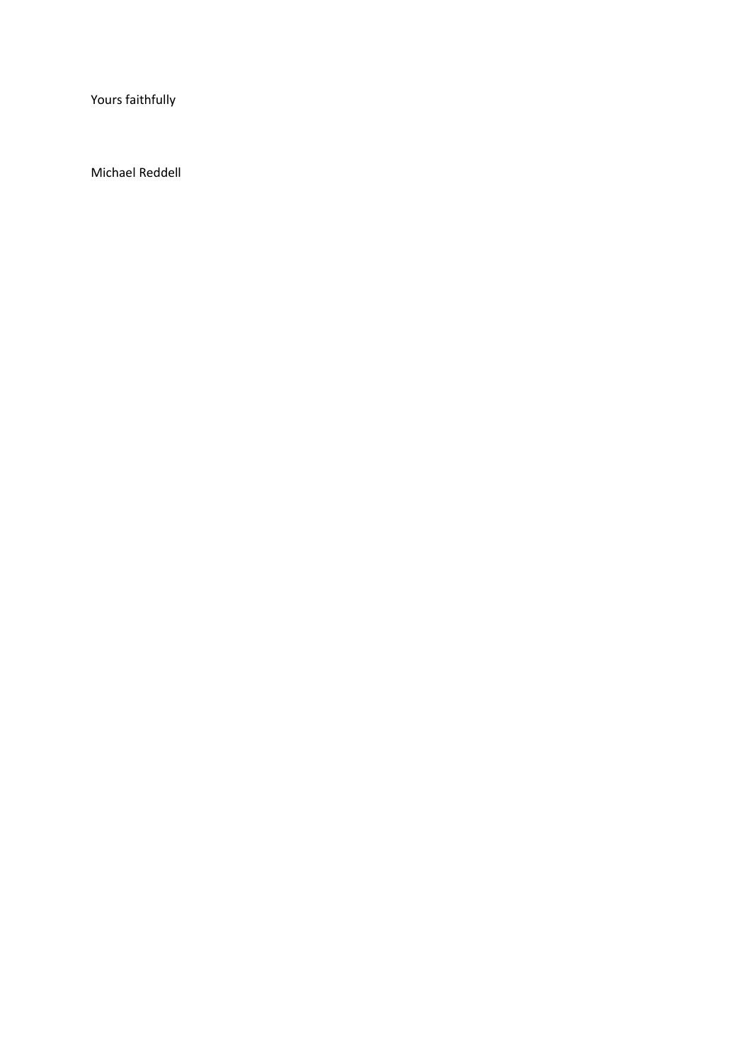Yours faithfully

Michael Reddell